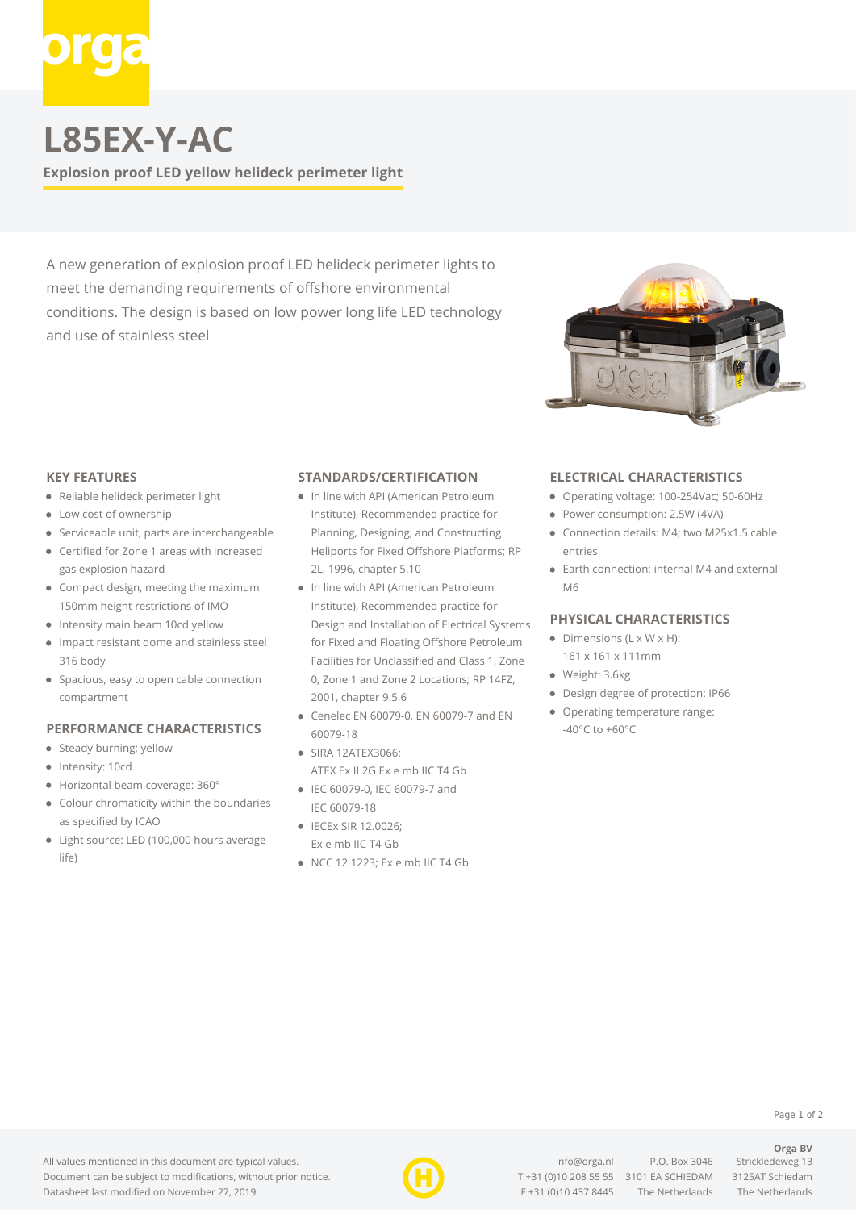# L85EX-Y-AC

**Explosion proof LED yellow helideck perimeter light**

A new generation of explosion proof LED helideck perimeter lights to meet the demanding requirements of offshore environmental conditions. The design is based on low power long life LED technology and use of stainless steel

## KEY FEATURES

- Reliable helideck perimeter light
- Low cost of ownership
- Serviceable unit, parts are interchangeable
- Certified for Zone 1 areas with increased gas explosion hazard
- Compact design, meeting the maximum 150mm height restrictions of IMO
- Intensity main beam 10cd yellow
- Impact resistant dome and stainless steel 316 body
- Spacious, easy to open cable connection compartment

## PERFORMANCE CHARACTERISTICS

- Steady burning; yellow
- Intensity: 10cd
- Horizontal beam coverage: 360°
- Colour chromaticity within the boundaries as specified by ICAO
- Light source: LED (100,000 hours average life)

## STANDARDS/CERTIFICATION

- In line with API (American Petroleum Institute), Recommended practice for Planning, Designing, and Constructing Heliports for Fixed Offshore Platforms; RP 2L, 1996, chapter 5.10
- In line with API (American Petroleum Institute), Recommended practice for Design and Installation of Electrical Systems for Fixed and Floating Offshore Petroleum Facilities for Unclassified and Class 1, Zone 0, Zone 1 and Zone 2 Locations; RP 14FZ, 2001, chapter 9.5.6
- Cenelec EN 60079-0, EN 60079-7 and EN 60079-18
- SIRA 12ATEX3066; ATEX Ex II 2G Ex e mb IIC T4 Gb
- IEC 60079-0, IEC 60079-7 and IEC 60079-18
- IECEx SIR 12.0026; Ex e mb IIC T4 Gb
- NCC 12.1223; Ex e mb IIC T4 Gb

## ELECTRICAL CHARACTERISTICS

- Operating voltage: 100-254Vac; 50-60Hz
- Power consumption: 2.5W (4VA)
- Connection details: M4; two M25x1.5 cable entries
- Earth connection: internal M4 and external M6

## PHYSICAL CHARACTERISTICS

- Dimensions (L x W x H): 161 x 161 x 111mm
- Weight: 3.6kg
- Design degree of protection: IP66
- Operating temperature range: -40°C to +60°C

All values mentioned in this document are typical values.
Document can be subject to modifications, without prior notice.
Datasheet last modified on November 27, 2019.

info@orga.nl
T +31 (0)10 208 55 55
F +31 (0)10 437 8445

P.O. Box 3046
3101 EA SCHIEDAM
The Netherlands

**Orga BV**
Strickledeweg 13
3125AT Schiedam
The Netherlands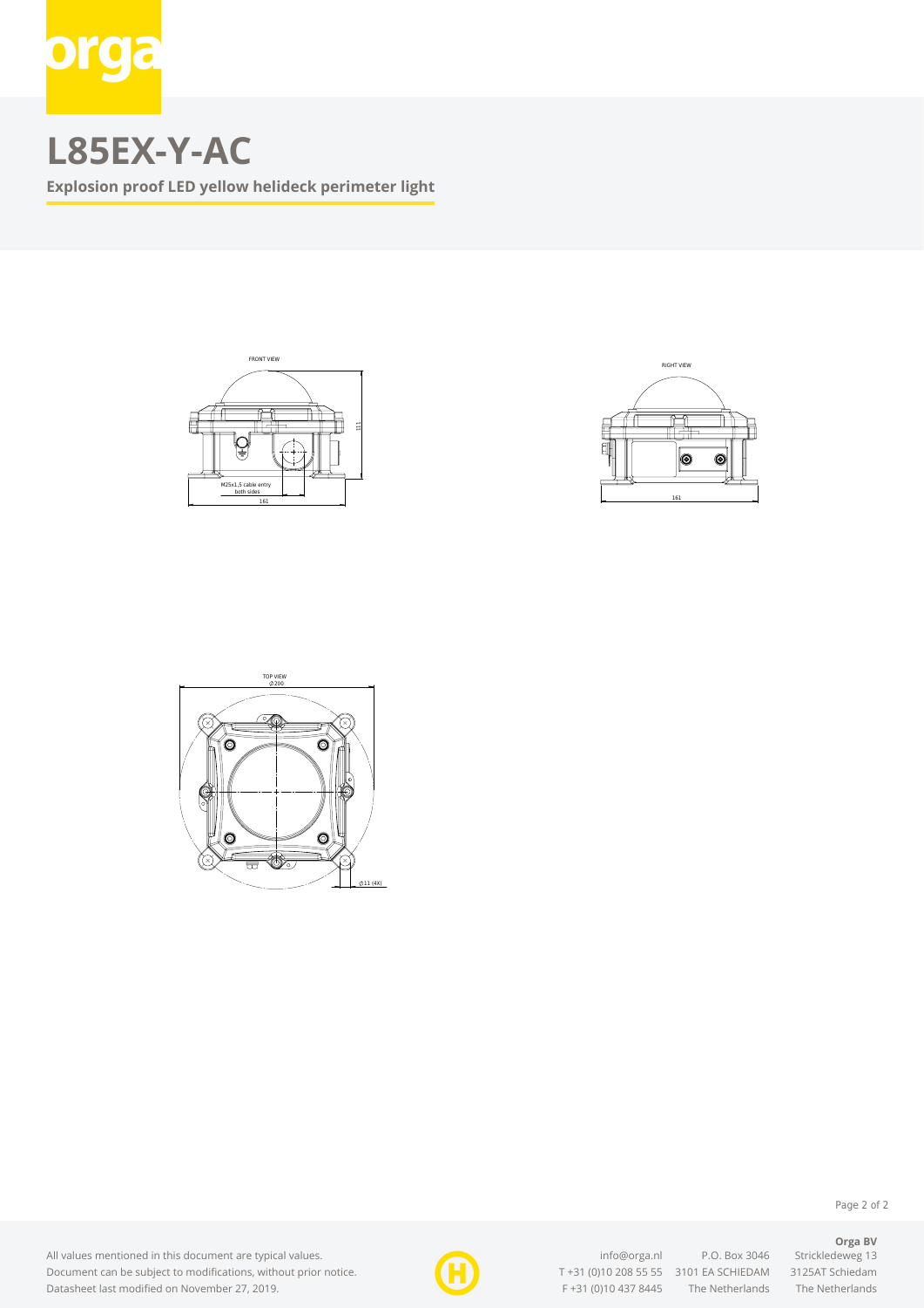# L85EX-Y-AC

**Explosion proof LED yellow helideck perimeter light**

FRONT VIEW

111

M25x1,5 cable entry
both sides

161

RIGHT VIEW

161

TOP VIEW
Ø200

Ø11 (4X)

All values mentioned in this document are typical values.
Document can be subject to modifications, without prior notice.
Datasheet last modified on November 27, 2019.

info@orga.nl
T +31 (0)10 208 55 55
F +31 (0)10 437 8445

P.O. Box 3046
3101 EA SCHIEDAM
The Netherlands

**Orga BV**
Strickledeweg 13
3125AT Schiedam
The Netherlands